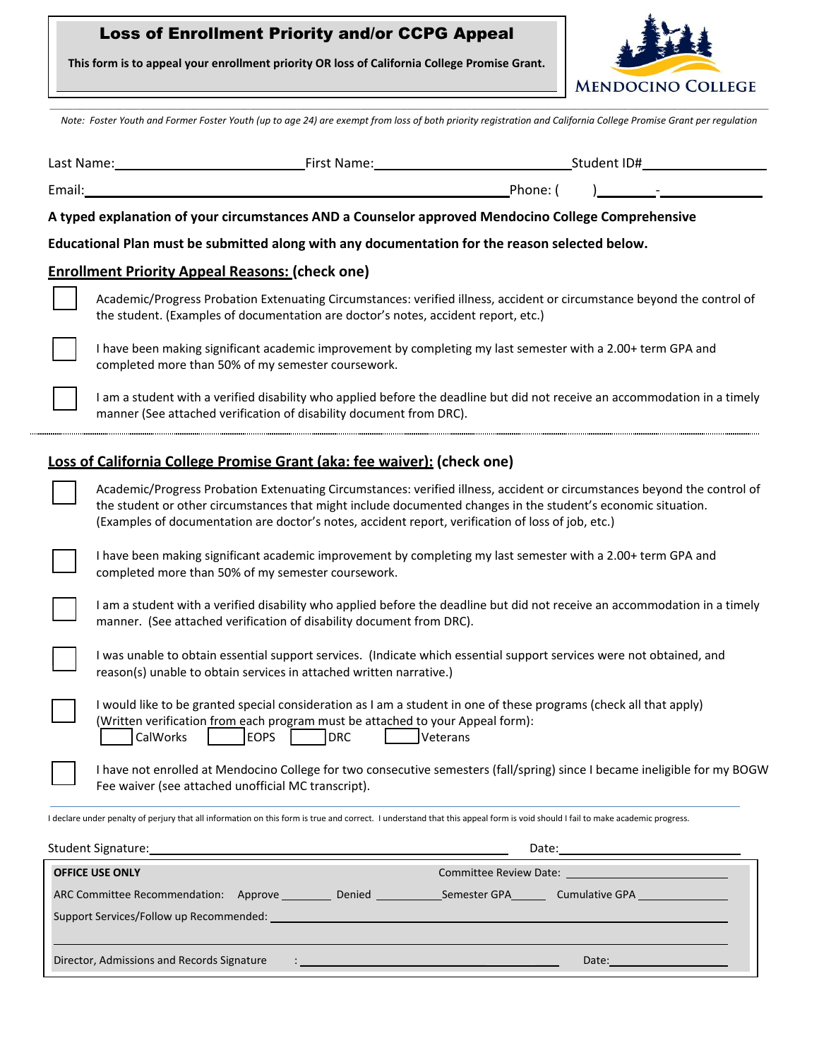# Loss of Enrollment Priority and/or CCPG Appeal

**This form is to appeal your enrollment priority OR loss of California College Promise Grant.**

MENDOCINO COLLEGE

*Note: Foster Youth and Former Foster Youth (up to age 24) are exempt from loss of both priority registration and California College Promise Grant per regulation*

Last Name:\_\_\_\_\_\_\_\_\_\_\_\_\_\_\_\_\_\_\_\_ First Name:\_\_\_\_\_\_\_\_\_\_\_\_\_\_\_\_\_\_\_\_ Student ID#\_\_\_\_\_\_\_\_\_\_\_\_\_\_

Email:\_\_\_\_\_\_\_\_\_\_\_\_\_\_\_\_\_\_\_\_\_\_\_\_\_\_\_\_\_\_\_\_\_\_\_\_\_\_\_\_ Phone: (      )\_\_\_\_\_\_-\_\_\_\_\_\_\_\_

**A typed explanation of your circumstances AND a Counselor approved Mendocino College Comprehensive Educational Plan must be submitted along with any documentation for the reason selected below.**

## <u>Enrollment Priority Appeal Reasons:</u> (check one)

- ☐ Academic/Progress Probation Extenuating Circumstances: verified illness, accident or circumstance beyond the control of the student. (Examples of documentation are doctor's notes, accident report, etc.)
- ☐ I have been making significant academic improvement by completing my last semester with a 2.00+ term GPA and completed more than 50% of my semester coursework.
- ☐ I am a student with a verified disability who applied before the deadline but did not receive an accommodation in a timely manner (See attached verification of disability document from DRC).

## <u>Loss of California College Promise Grant (aka: fee waiver):</u> (check one)

- ☐ Academic/Progress Probation Extenuating Circumstances: verified illness, accident or circumstances beyond the control of the student or other circumstances that might include documented changes in the student's economic situation. (Examples of documentation are doctor's notes, accident report, verification of loss of job, etc.)
- ☐ I have been making significant academic improvement by completing my last semester with a 2.00+ term GPA and completed more than 50% of my semester coursework.
- ☐ I am a student with a verified disability who applied before the deadline but did not receive an accommodation in a timely manner. (See attached verification of disability document from DRC).
- ☐ I was unable to obtain essential support services. (Indicate which essential support services were not obtained, and reason(s) unable to obtain services in attached written narrative.)
- ☐ I would like to be granted special consideration as I am a student in one of these programs (check all that apply) (Written verification from each program must be attached to your Appeal form):
  ☐ CalWorks ☐ EOPS ☐ DRC ☐ Veterans
- ☐ I have not enrolled at Mendocino College for two consecutive semesters (fall/spring) since I became ineligible for my BOGW Fee waiver (see attached unofficial MC transcript).

I declare under penalty of perjury that all information on this form is true and correct. I understand that this appeal form is void should I fail to make academic progress.

Student Signature:\_\_\_\_\_\_\_\_\_\_\_\_\_\_\_\_\_\_\_\_\_\_\_\_\_\_\_\_\_\_\_\_ Date:\_\_\_\_\_\_\_\_\_\_\_\_\_\_\_\_

**OFFICE USE ONLY** Committee Review Date: \_\_\_\_\_\_\_\_\_\_\_\_\_\_\_\_

ARC Committee Recommendation: Approve \_\_\_\_\_\_ Denied \_\_\_\_\_\_ Semester GPA\_\_\_\_\_ Cumulative GPA \_\_\_\_\_\_\_\_

Support Services/Follow up Recommended: \_\_\_\_\_\_\_\_\_\_\_\_\_\_\_\_\_\_\_\_\_\_\_\_\_\_\_\_\_\_\_\_

\_\_\_\_\_\_\_\_\_\_\_\_\_\_\_\_\_\_\_\_\_\_\_\_\_\_\_\_\_\_\_\_\_\_\_\_\_\_\_\_\_\_\_\_\_\_\_\_\_\_\_\_\_\_\_\_\_\_\_\_\_\_\_\_

Director, Admissions and Records Signature :\_\_\_\_\_\_\_\_\_\_\_\_\_\_\_\_\_\_\_\_\_\_\_\_ Date:\_\_\_\_\_\_\_\_\_\_\_\_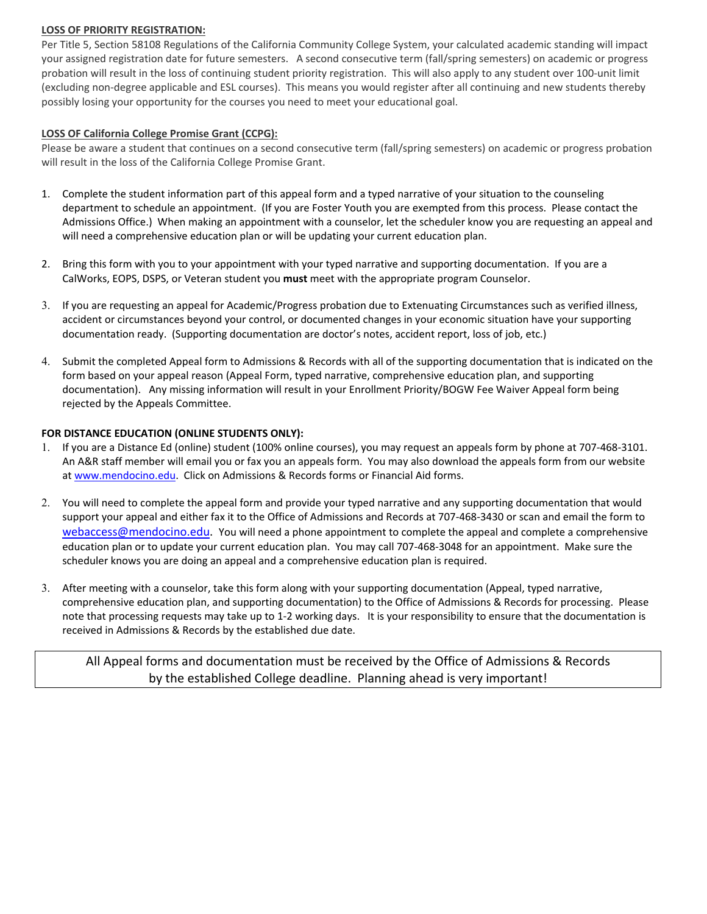**LOSS OF PRIORITY REGISTRATION:**

Per Title 5, Section 58108 Regulations of the California Community College System, your calculated academic standing will impact your assigned registration date for future semesters. A second consecutive term (fall/spring semesters) on academic or progress probation will result in the loss of continuing student priority registration. This will also apply to any student over 100-unit limit (excluding non-degree applicable and ESL courses). This means you would register after all continuing and new students thereby possibly losing your opportunity for the courses you need to meet your educational goal.

**LOSS OF California College Promise Grant (CCPG):**

Please be aware a student that continues on a second consecutive term (fall/spring semesters) on academic or progress probation will result in the loss of the California College Promise Grant.

1. Complete the student information part of this appeal form and a typed narrative of your situation to the counseling department to schedule an appointment. (If you are Foster Youth you are exempted from this process. Please contact the Admissions Office.) When making an appointment with a counselor, let the scheduler know you are requesting an appeal and will need a comprehensive education plan or will be updating your current education plan.

2. Bring this form with you to your appointment with your typed narrative and supporting documentation. If you are a CalWorks, EOPS, DSPS, or Veteran student you **must** meet with the appropriate program Counselor.

3. If you are requesting an appeal for Academic/Progress probation due to Extenuating Circumstances such as verified illness, accident or circumstances beyond your control, or documented changes in your economic situation have your supporting documentation ready. (Supporting documentation are doctor's notes, accident report, loss of job, etc.)

4. Submit the completed Appeal form to Admissions & Records with all of the supporting documentation that is indicated on the form based on your appeal reason (Appeal Form, typed narrative, comprehensive education plan, and supporting documentation). Any missing information will result in your Enrollment Priority/BOGW Fee Waiver Appeal form being rejected by the Appeals Committee.

**FOR DISTANCE EDUCATION (ONLINE STUDENTS ONLY):**

1. If you are a Distance Ed (online) student (100% online courses), you may request an appeals form by phone at 707-468-3101. An A&R staff member will email you or fax you an appeals form. You may also download the appeals form from our website at www.mendocino.edu. Click on Admissions & Records forms or Financial Aid forms.

2. You will need to complete the appeal form and provide your typed narrative and any supporting documentation that would support your appeal and either fax it to the Office of Admissions and Records at 707-468-3430 or scan and email the form to webaccess@mendocino.edu. You will need a phone appointment to complete the appeal and complete a comprehensive education plan or to update your current education plan. You may call 707-468-3048 for an appointment. Make sure the scheduler knows you are doing an appeal and a comprehensive education plan is required.

3. After meeting with a counselor, take this form along with your supporting documentation (Appeal, typed narrative, comprehensive education plan, and supporting documentation) to the Office of Admissions & Records for processing. Please note that processing requests may take up to 1-2 working days. It is your responsibility to ensure that the documentation is received in Admissions & Records by the established due date.

All Appeal forms and documentation must be received by the Office of Admissions & Records by the established College deadline. Planning ahead is very important!